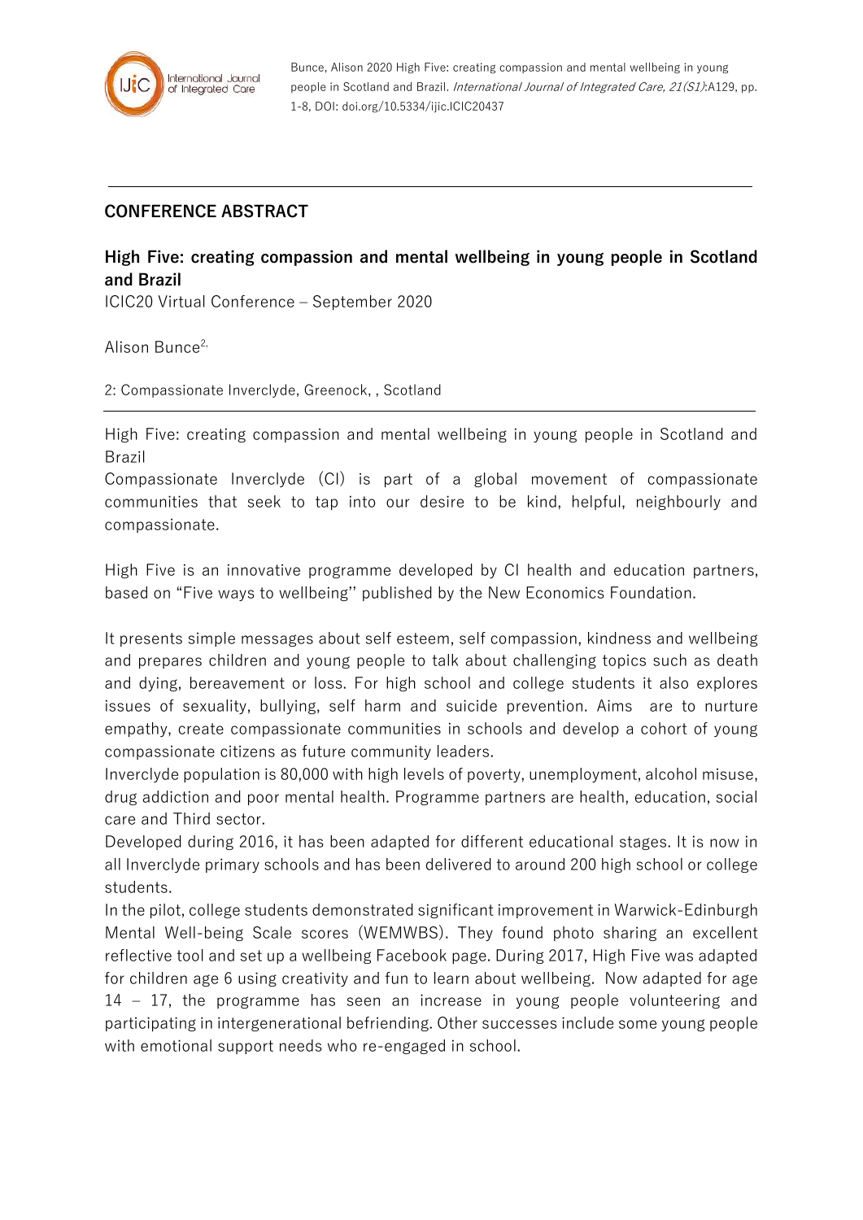Bunce, Alison 2020 High Five: creating compassion and mental wellbeing in young people in Scotland and Brazil. *International Journal of Integrated Care, 21(S1)*:A129, pp. 1-8, DOI: doi.org/10.5334/ijic.ICIC20437

## CONFERENCE ABSTRACT

# High Five: creating compassion and mental wellbeing in young people in Scotland and Brazil

ICIC20 Virtual Conference – September 2020

Alison Bunce[2,]

2: Compassionate Inverclyde, Greenock, , Scotland

---

High Five: creating compassion and mental wellbeing in young people in Scotland and Brazil

Compassionate Inverclyde (CI) is part of a global movement of compassionate communities that seek to tap into our desire to be kind, helpful, neighbourly and compassionate.

High Five is an innovative programme developed by CI health and education partners, based on "Five ways to wellbeing'' published by the New Economics Foundation.

It presents simple messages about self esteem, self compassion, kindness and wellbeing and prepares children and young people to talk about challenging topics such as death and dying, bereavement or loss. For high school and college students it also explores issues of sexuality, bullying, self harm and suicide prevention. Aims are to nurture empathy, create compassionate communities in schools and develop a cohort of young compassionate citizens as future community leaders.

Inverclyde population is 80,000 with high levels of poverty, unemployment, alcohol misuse, drug addiction and poor mental health. Programme partners are health, education, social care and Third sector.

Developed during 2016, it has been adapted for different educational stages. It is now in all Inverclyde primary schools and has been delivered to around 200 high school or college students.

In the pilot, college students demonstrated significant improvement in Warwick-Edinburgh Mental Well-being Scale scores (WEMWBS). They found photo sharing an excellent reflective tool and set up a wellbeing Facebook page. During 2017, High Five was adapted for children age 6 using creativity and fun to learn about wellbeing. Now adapted for age 14 – 17, the programme has seen an increase in young people volunteering and participating in intergenerational befriending. Other successes include some young people with emotional support needs who re-engaged in school.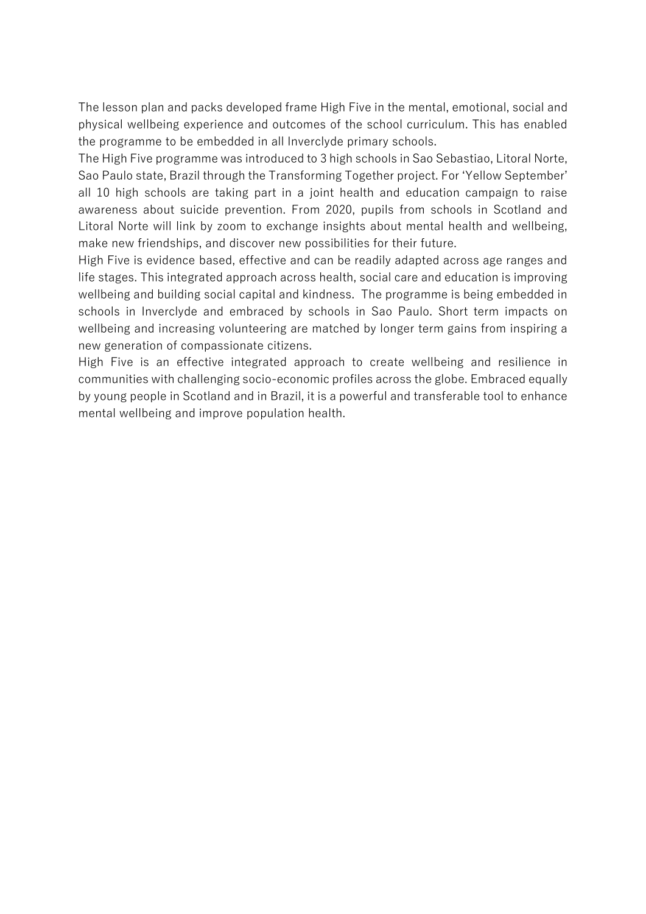The lesson plan and packs developed frame High Five in the mental, emotional, social and physical wellbeing experience and outcomes of the school curriculum. This has enabled the programme to be embedded in all Inverclyde primary schools.

The High Five programme was introduced to 3 high schools in Sao Sebastiao, Litoral Norte, Sao Paulo state, Brazil through the Transforming Together project. For 'Yellow September' all 10 high schools are taking part in a joint health and education campaign to raise awareness about suicide prevention. From 2020, pupils from schools in Scotland and Litoral Norte will link by zoom to exchange insights about mental health and wellbeing, make new friendships, and discover new possibilities for their future.

High Five is evidence based, effective and can be readily adapted across age ranges and life stages. This integrated approach across health, social care and education is improving wellbeing and building social capital and kindness. The programme is being embedded in schools in Inverclyde and embraced by schools in Sao Paulo. Short term impacts on wellbeing and increasing volunteering are matched by longer term gains from inspiring a new generation of compassionate citizens.

High Five is an effective integrated approach to create wellbeing and resilience in communities with challenging socio-economic profiles across the globe. Embraced equally by young people in Scotland and in Brazil, it is a powerful and transferable tool to enhance mental wellbeing and improve population health.